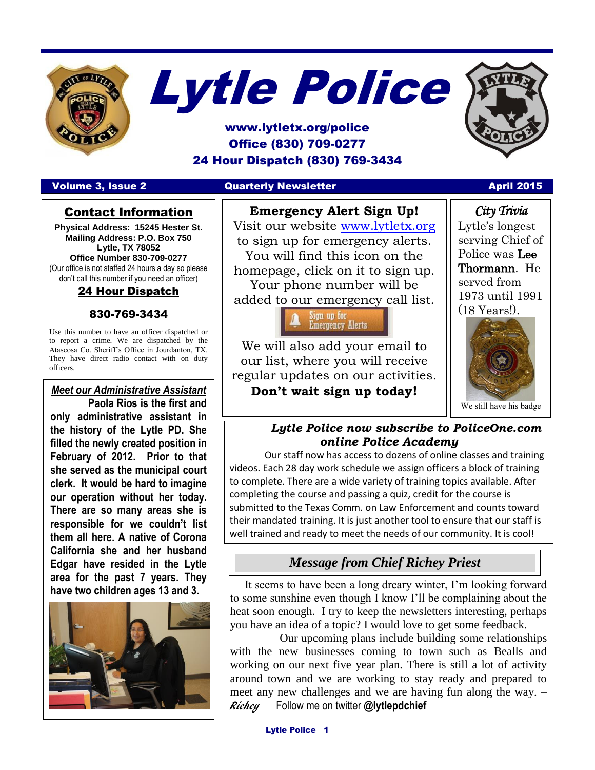# Lytle Police

**www.lytletx.org/police**
**Office (830) 709-0277**
**24 Hour Dispatch (830) 769-3434**

**Volume 3, Issue 2** | **Quarterly Newsletter** | **April 2015**

## Contact Information

**Physical Address: 15245 Hester St.**
**Mailing Address: P.O. Box 750**
**Lytle, TX 78052**
**Office Number 830-709-0277**
(Our office is not staffed 24 hours a day so please don't call this number if you need an officer)

### 24 Hour Dispatch

**830-769-3434**

Use this number to have an officer dispatched or to report a crime. We are dispatched by the Atascosa Co. Sheriff's Office in Jourdanton, TX. They have direct radio contact with on duty officers.

### *Meet our Administrative Assistant*

**Paola Rios is the first and only administrative assistant in the history of the Lytle PD. She filled the newly created position in February of 2012. Prior to that she served as the municipal court clerk. It would be hard to imagine our operation without her today. There are so many areas she is responsible for we couldn't list them all here. A native of Corona California she and her husband Edgar have resided in the Lytle area for the past 7 years. They have two children ages 13 and 3.**

## Emergency Alert Sign Up!

Visit our website www.lytletx.org to sign up for emergency alerts. You will find this icon on the homepage, click on it to sign up. Your phone number will be added to our emergency call list.

Sign up for Emergency Alerts

We will also add your email to our list, where you will receive regular updates on our activities.

**Don't wait sign up today!**

### *City Trivia*

Lytle's longest serving Chief of Police was Lee Thormann. He served from 1973 until 1991 (18 Years!).

We still have his badge

## *Lytle Police now subscribe to PoliceOne.com online Police Academy*

Our staff now has access to dozens of online classes and training videos. Each 28 day work schedule we assign officers a block of training to complete. There are a wide variety of training topics available. After completing the course and passing a quiz, credit for the course is submitted to the Texas Comm. on Law Enforcement and counts toward their mandated training. It is just another tool to ensure that our staff is well trained and ready to meet the needs of our community. It is cool!

## *Message from Chief Richey Priest*

It seems to have been a long dreary winter, I'm looking forward to some sunshine even though I know I'll be complaining about the heat soon enough. I try to keep the newsletters interesting, perhaps you have an idea of a topic? I would love to get some feedback.

Our upcoming plans include building some relationships with the new businesses coming to town such as Bealls and working on our next five year plan. There is still a lot of activity around town and we are working to stay ready and prepared to meet any new challenges and we are having fun along the way. – *Richey* Follow me on twitter **@lytlepdchief**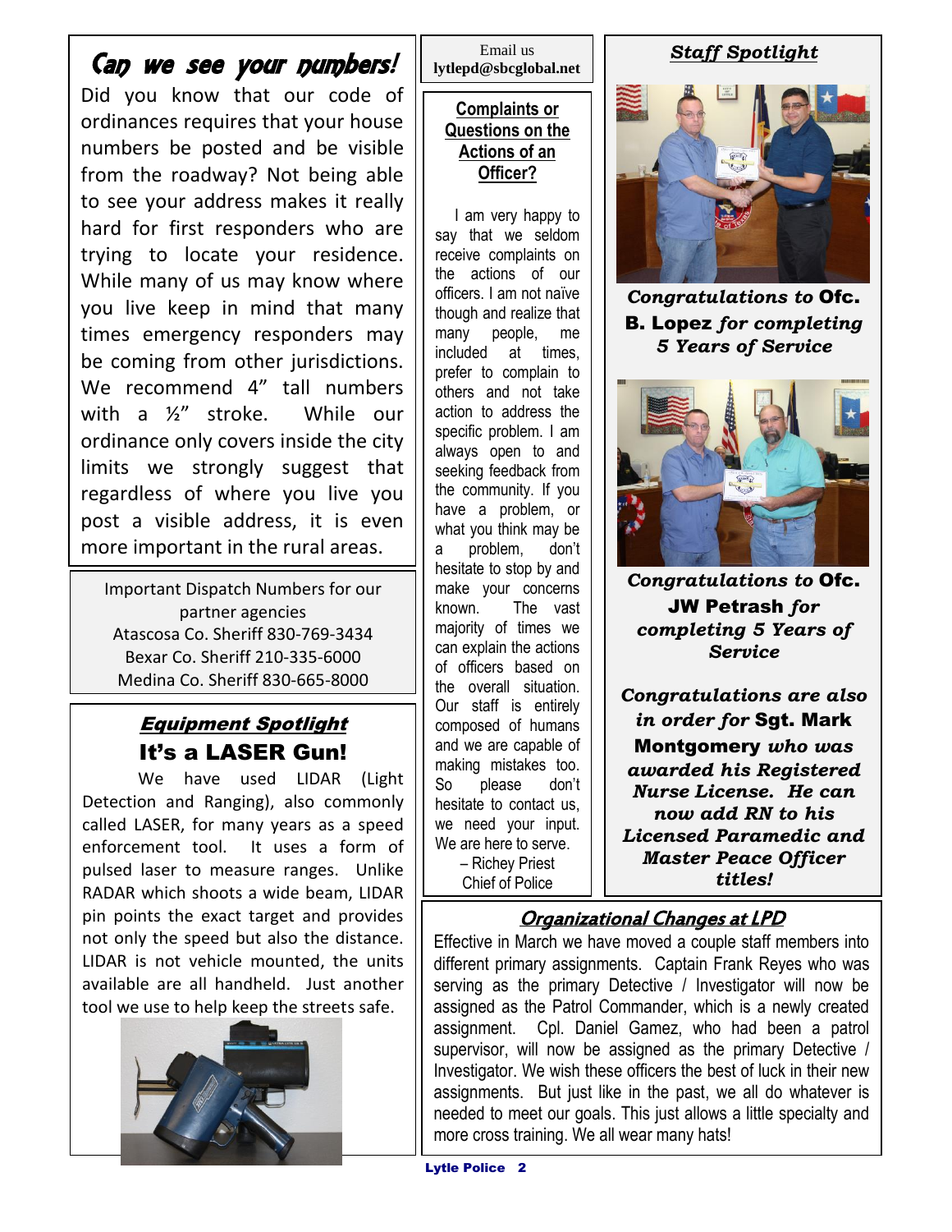## Can we see your numbers!

Did you know that our code of ordinances requires that your house numbers be posted and be visible from the roadway? Not being able to see your address makes it really hard for first responders who are trying to locate your residence. While many of us may know where you live keep in mind that many times emergency responders may be coming from other jurisdictions. We recommend 4" tall numbers with a ½" stroke. While our ordinance only covers inside the city limits we strongly suggest that regardless of where you live you post a visible address, it is even more important in the rural areas.

Important Dispatch Numbers for our partner agencies
Atascosa Co. Sheriff 830-769-3434
Bexar Co. Sheriff 210-335-6000
Medina Co. Sheriff 830-665-8000

## Equipment Spotlight

### It's a LASER Gun!

We have used LIDAR (Light Detection and Ranging), also commonly called LASER, for many years as a speed enforcement tool. It uses a form of pulsed laser to measure ranges. Unlike RADAR which shoots a wide beam, LIDAR pin points the exact target and provides not only the speed but also the distance. LIDAR is not vehicle mounted, the units available are all handheld. Just another tool we use to help keep the streets safe.

Email us
**lytlepd@sbcglobal.net**

## Complaints or Questions on the Actions of an Officer?

I am very happy to say that we seldom receive complaints on the actions of our officers. I am not naïve though and realize that many people, me included at times, prefer to complain to others and not take action to address the specific problem. I am always open to and seeking feedback from the community. If you have a problem, or what you think may be a problem, don't hesitate to stop by and make your concerns known. The vast majority of times we can explain the actions of officers based on the overall situation. Our staff is entirely composed of humans and we are capable of making mistakes too. So please don't hesitate to contact us, we need your input. We are here to serve.

– Richey Priest
Chief of Police

## Staff Spotlight

***Congratulations to* Ofc. B. Lopez *for completing 5 Years of Service***

***Congratulations to* Ofc. JW Petrash *for completing 5 Years of Service***

***Congratulations are also in order for* Sgt. Mark Montgomery *who was awarded his Registered Nurse License. He can now add RN to his Licensed Paramedic and Master Peace Officer titles!***

## Organizational Changes at LPD

Effective in March we have moved a couple staff members into different primary assignments. Captain Frank Reyes who was serving as the primary Detective / Investigator will now be assigned as the Patrol Commander, which is a newly created assignment. Cpl. Daniel Gamez, who had been a patrol supervisor, will now be assigned as the primary Detective / Investigator. We wish these officers the best of luck in their new assignments. But just like in the past, we all do whatever is needed to meet our goals. This just allows a little specialty and more cross training. We all wear many hats!